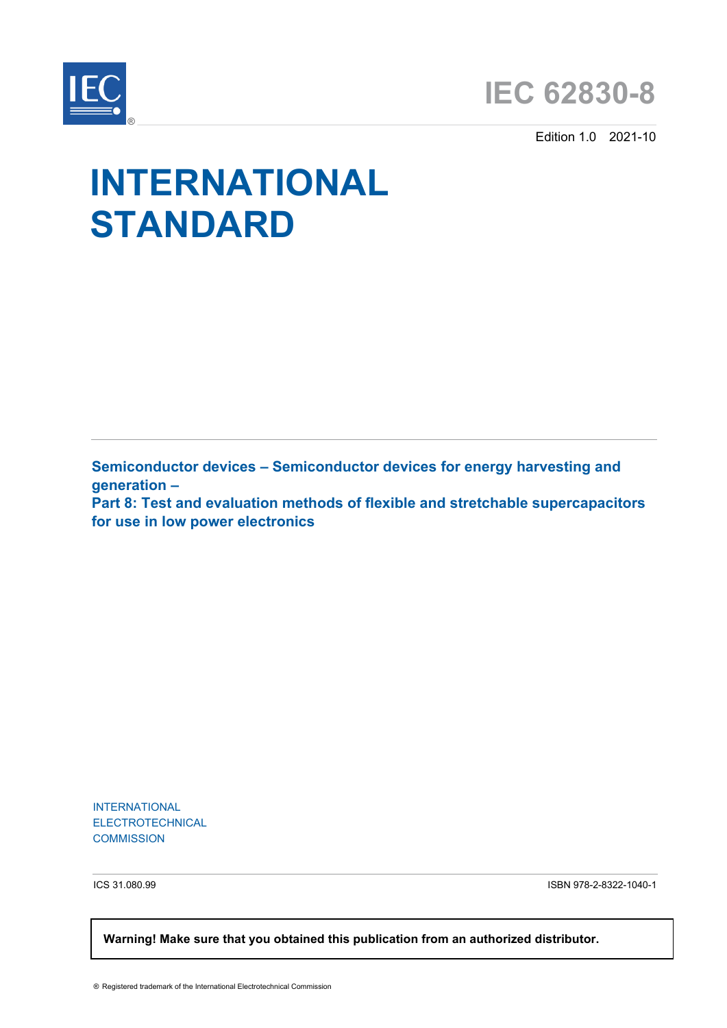# IEC 62830-8

Edition 1.0 2021-10

# INTERNATIONAL STANDARD

**Semiconductor devices – Semiconductor devices for energy harvesting and generation –**
**Part 8: Test and evaluation methods of flexible and stretchable supercapacitors for use in low power electronics**

INTERNATIONAL
ELECTROTECHNICAL
COMMISSION

ICS 31.080.99

ISBN 978-2-8322-1040-1

**Warning! Make sure that you obtained this publication from an authorized distributor.**

® Registered trademark of the International Electrotechnical Commission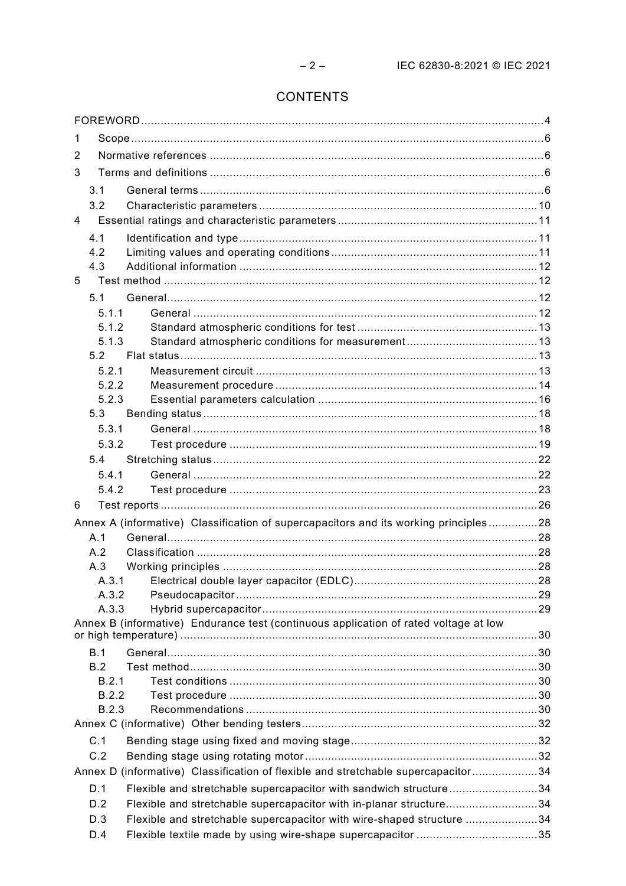# CONTENTS

FOREWORD....4

1 Scope....6

2 Normative references....6

3 Terms and definitions....6

3.1 General terms....6

3.2 Characteristic parameters....10

4 Essential ratings and characteristic parameters....11

4.1 Identification and type....11

4.2 Limiting values and operating conditions....11

4.3 Additional information....12

5 Test method....12

5.1 General....12

5.1.1 General....12

5.1.2 Standard atmospheric conditions for test....13

5.1.3 Standard atmospheric conditions for measurement....13

5.2 Flat status....13

5.2.1 Measurement circuit....13

5.2.2 Measurement procedure....14

5.2.3 Essential parameters calculation....16

5.3 Bending status....18

5.3.1 General....18

5.3.2 Test procedure....19

5.4 Stretching status....22

5.4.1 General....22

5.4.2 Test procedure....23

6 Test reports....26

Annex A (informative) Classification of supercapacitors and its working principles....28

A.1 General....28

A.2 Classification....28

A.3 Working principles....28

A.3.1 Electrical double layer capacitor (EDLC)....28

A.3.2 Pseudocapacitor....29

A.3.3 Hybrid supercapacitor....29

Annex B (informative) Endurance test (continuous application of rated voltage at low or high temperature)....30

B.1 General....30

B.2 Test method....30

B.2.1 Test conditions....30

B.2.2 Test procedure....30

B.2.3 Recommendations....30

Annex C (informative) Other bending testers....32

C.1 Bending stage using fixed and moving stage....32

C.2 Bending stage using rotating motor....32

Annex D (informative) Classification of flexible and stretchable supercapacitor....34

D.1 Flexible and stretchable supercapacitor with sandwich structure....34

D.2 Flexible and stretchable supercapacitor with in-planar structure....34

D.3 Flexible and stretchable supercapacitor with wire-shaped structure....34

D.4 Flexible textile made by using wire-shape supercapacitor....35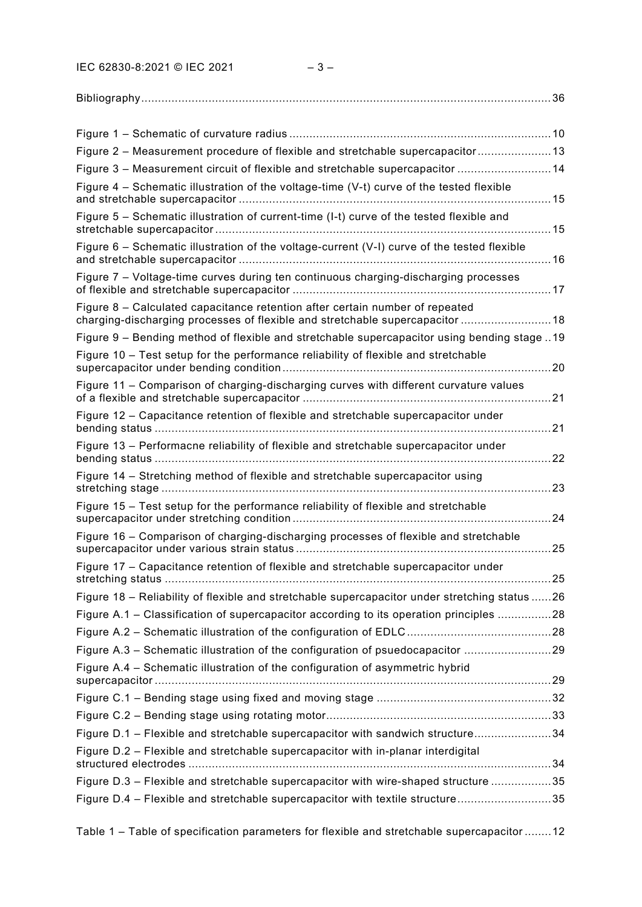Bibliography....................................................................................................................36

Figure 1 – Schematic of curvature radius ..............................................................................10
Figure 2 – Measurement procedure of flexible and stretchable supercapacitor......................13
Figure 3 – Measurement circuit of flexible and stretchable supercapacitor ............................14
Figure 4 – Schematic illustration of the voltage-time (V-t) curve of the tested flexible and stretchable supercapacitor .............................................................................................15
Figure 5 – Schematic illustration of current-time (I-t) curve of the tested flexible and stretchable supercapacitor....................................................................................................15
Figure 6 – Schematic illustration of the voltage-current (V-I) curve of the tested flexible and stretchable supercapacitor .............................................................................................16
Figure 7 – Voltage-time curves during ten continuous charging-discharging processes of flexible and stretchable supercapacitor .............................................................................17
Figure 8 – Calculated capacitance retention after certain number of repeated charging-discharging processes of flexible and stretchable supercapacitor ...........................18
Figure 9 – Bending method of flexible and stretchable supercapacitor using bending stage ..19
Figure 10 – Test setup for the performance reliability of flexible and stretchable supercapacitor under bending condition.................................................................................20
Figure 11 – Comparison of charging-discharging curves with different curvature values of a flexible and stretchable supercapacitor ..........................................................................21
Figure 12 – Capacitance retention of flexible and stretchable supercapacitor under bending status .......................................................................................................................21
Figure 13 – Performacne reliability of flexible and stretchable supercapacitor under bending status .......................................................................................................................22
Figure 14 – Stretching method of flexible and stretchable supercapacitor using stretching stage .....................................................................................................................23
Figure 15 – Test setup for the performance reliability of flexible and stretchable supercapacitor under stretching condition.............................................................................24
Figure 16 – Comparison of charging-discharging processes of flexible and stretchable supercapacitor under various strain status............................................................................25
Figure 17 – Capacitance retention of flexible and stretchable supercapacitor under stretching status ....................................................................................................................25
Figure 18 – Reliability of flexible and stretchable supercapacitor under stretching status ......26
Figure A.1 – Classification of supercapacitor according to its operation principles ................28
Figure A.2 – Schematic illustration of the configuration of EDLC...........................................28
Figure A.3 – Schematic illustration of the configuration of psuedocapacitor ..........................29
Figure A.4 – Schematic illustration of the configuration of asymmetric hybrid supercapacitor.......................................................................................................................29
Figure C.1 – Bending stage using fixed and moving stage ....................................................32
Figure C.2 – Bending stage using rotating motor...................................................................33
Figure D.1 – Flexible and stretchable supercapacitor with sandwich structure.......................34
Figure D.2 – Flexible and stretchable supercapacitor with in-planar interdigital structured electrodes ............................................................................................................34
Figure D.3 – Flexible and stretchable supercapacitor with wire-shaped structure ..................35
Figure D.4 – Flexible and stretchable supercapacitor with textile structure............................35

Table 1 – Table of specification parameters for flexible and stretchable supercapacitor ........12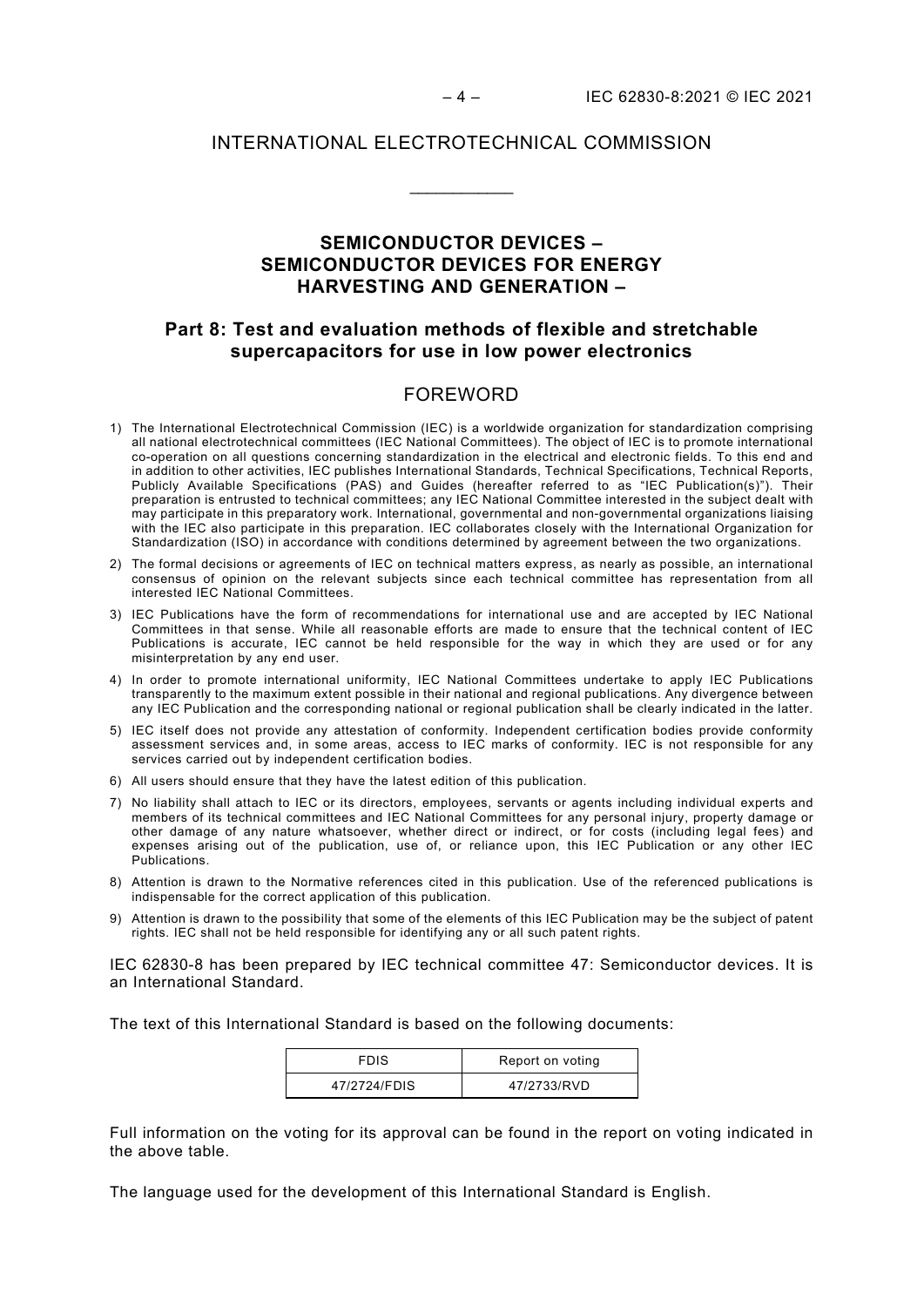# INTERNATIONAL ELECTROTECHNICAL COMMISSION

\_\_\_\_\_\_\_\_\_\_\_\_

## SEMICONDUCTOR DEVICES – SEMICONDUCTOR DEVICES FOR ENERGY HARVESTING AND GENERATION –

## Part 8: Test and evaluation methods of flexible and stretchable supercapacitors for use in low power electronics

## FOREWORD

1) The International Electrotechnical Commission (IEC) is a worldwide organization for standardization comprising all national electrotechnical committees (IEC National Committees). The object of IEC is to promote international co-operation on all questions concerning standardization in the electrical and electronic fields. To this end and in addition to other activities, IEC publishes International Standards, Technical Specifications, Technical Reports, Publicly Available Specifications (PAS) and Guides (hereafter referred to as "IEC Publication(s)"). Their preparation is entrusted to technical committees; any IEC National Committee interested in the subject dealt with may participate in this preparatory work. International, governmental and non-governmental organizations liaising with the IEC also participate in this preparation. IEC collaborates closely with the International Organization for Standardization (ISO) in accordance with conditions determined by agreement between the two organizations.
2) The formal decisions or agreements of IEC on technical matters express, as nearly as possible, an international consensus of opinion on the relevant subjects since each technical committee has representation from all interested IEC National Committees.
3) IEC Publications have the form of recommendations for international use and are accepted by IEC National Committees in that sense. While all reasonable efforts are made to ensure that the technical content of IEC Publications is accurate, IEC cannot be held responsible for the way in which they are used or for any misinterpretation by any end user.
4) In order to promote international uniformity, IEC National Committees undertake to apply IEC Publications transparently to the maximum extent possible in their national and regional publications. Any divergence between any IEC Publication and the corresponding national or regional publication shall be clearly indicated in the latter.
5) IEC itself does not provide any attestation of conformity. Independent certification bodies provide conformity assessment services and, in some areas, access to IEC marks of conformity. IEC is not responsible for any services carried out by independent certification bodies.
6) All users should ensure that they have the latest edition of this publication.
7) No liability shall attach to IEC or its directors, employees, servants or agents including individual experts and members of its technical committees and IEC National Committees for any personal injury, property damage or other damage of any nature whatsoever, whether direct or indirect, or for costs (including legal fees) and expenses arising out of the publication, use of, or reliance upon, this IEC Publication or any other IEC Publications.
8) Attention is drawn to the Normative references cited in this publication. Use of the referenced publications is indispensable for the correct application of this publication.
9) Attention is drawn to the possibility that some of the elements of this IEC Publication may be the subject of patent rights. IEC shall not be held responsible for identifying any or all such patent rights.

IEC 62830-8 has been prepared by IEC technical committee 47: Semiconductor devices. It is an International Standard.

The text of this International Standard is based on the following documents:

| FDIS | Report on voting |
|---|---|
| 47/2724/FDIS | 47/2733/RVD |

Full information on the voting for its approval can be found in the report on voting indicated in the above table.

The language used for the development of this International Standard is English.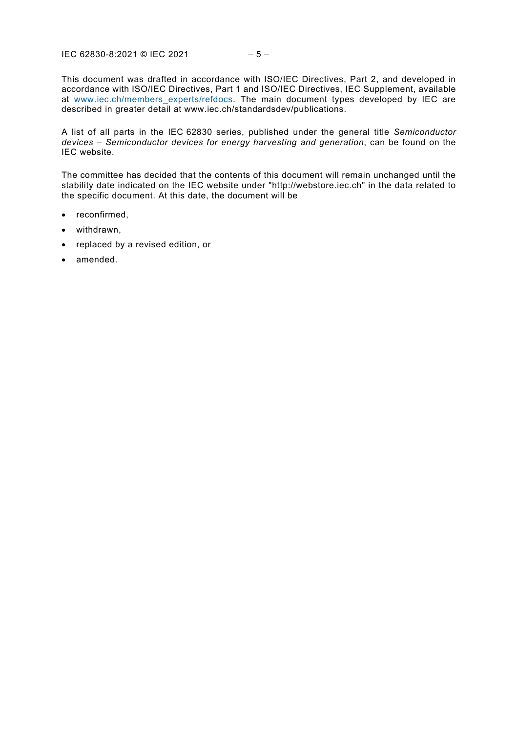This document was drafted in accordance with ISO/IEC Directives, Part 2, and developed in accordance with ISO/IEC Directives, Part 1 and ISO/IEC Directives, IEC Supplement, available at www.iec.ch/members_experts/refdocs. The main document types developed by IEC are described in greater detail at www.iec.ch/standardsdev/publications.

A list of all parts in the IEC 62830 series, published under the general title *Semiconductor devices – Semiconductor devices for energy harvesting and generation*, can be found on the IEC website.

The committee has decided that the contents of this document will remain unchanged until the stability date indicated on the IEC website under "http://webstore.iec.ch" in the data related to the specific document. At this date, the document will be

- reconfirmed,
- withdrawn,
- replaced by a revised edition, or
- amended.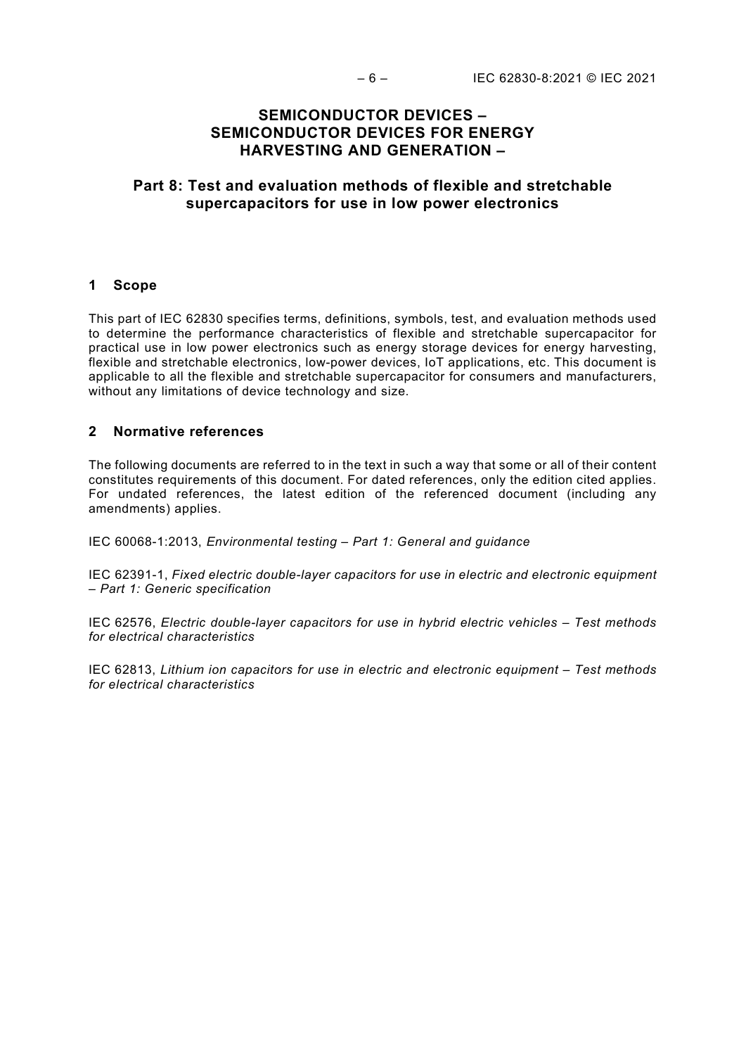# SEMICONDUCTOR DEVICES – SEMICONDUCTOR DEVICES FOR ENERGY HARVESTING AND GENERATION –

## Part 8: Test and evaluation methods of flexible and stretchable supercapacitors for use in low power electronics

## 1 Scope

This part of IEC 62830 specifies terms, definitions, symbols, test, and evaluation methods used to determine the performance characteristics of flexible and stretchable supercapacitor for practical use in low power electronics such as energy storage devices for energy harvesting, flexible and stretchable electronics, low-power devices, IoT applications, etc. This document is applicable to all the flexible and stretchable supercapacitor for consumers and manufacturers, without any limitations of device technology and size.

## 2 Normative references

The following documents are referred to in the text in such a way that some or all of their content constitutes requirements of this document. For dated references, only the edition cited applies. For undated references, the latest edition of the referenced document (including any amendments) applies.

IEC 60068-1:2013, *Environmental testing – Part 1: General and guidance*

IEC 62391-1, *Fixed electric double-layer capacitors for use in electric and electronic equipment – Part 1: Generic specification*

IEC 62576, *Electric double-layer capacitors for use in hybrid electric vehicles – Test methods for electrical characteristics*

IEC 62813, *Lithium ion capacitors for use in electric and electronic equipment – Test methods for electrical characteristics*